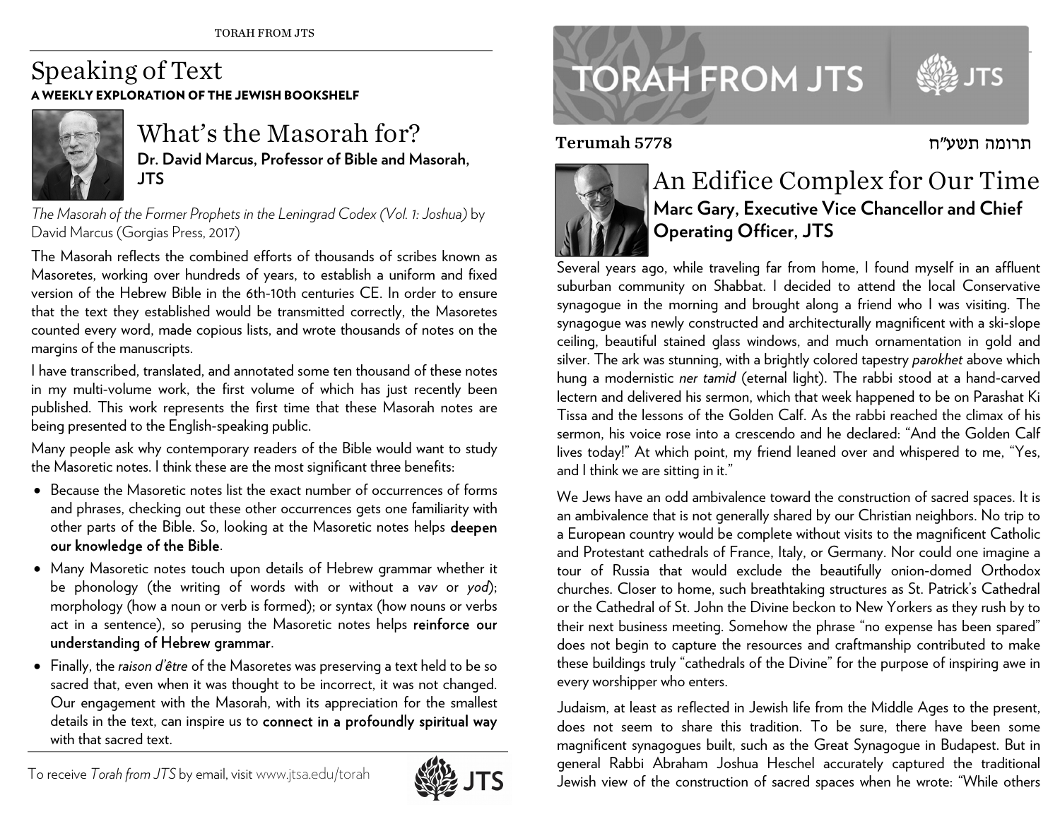# Speaking of Text

**A WEEKLY EXPLORATION OF THE JEWISH BOOKSHELF**

## What's the Masorah for?

**Dr. David Marcus, Professor of Bible and Masorah, JTS**

*The Masorah of the Former Prophets in the Leningrad Codex (Vol. 1: Joshua)* by David Marcus (Gorgias Press, 2017)

The Masorah reflects the combined efforts of thousands of scribes known as Masoretes, working over hundreds of years, to establish a uniform and fixed version of the Hebrew Bible in the 6th-10th centuries CE. In order to ensure that the text they established would be transmitted correctly, the Masoretes counted every word, made copious lists, and wrote thousands of notes on the margins of the manuscripts.

I have transcribed, translated, and annotated some ten thousand of these notes in my multi-volume work, the first volume of which has just recently been published. This work represents the first time that these Masorah notes are being presented to the English-speaking public.

Many people ask why contemporary readers of the Bible would want to study the Masoretic notes. I think these are the most significant three benefits:

- Because the Masoretic notes list the exact number of occurrences of forms and phrases, checking out these other occurrences gets one familiarity with other parts of the Bible. So, looking at the Masoretic notes helps **deepen our knowledge of the Bible**.
- Many Masoretic notes touch upon details of Hebrew grammar whether it be phonology (the writing of words with or without a *vav* or *yod*); morphology (how a noun or verb is formed); or syntax (how nouns or verbs act in a sentence), so perusing the Masoretic notes helps **reinforce our understanding of Hebrew grammar**.
- Finally, the *raison d'être* of the Masoretes was preserving a text held to be so sacred that, even when it was thought to be incorrect, it was not changed. Our engagement with the Masorah, with its appreciation for the smallest details in the text, can inspire us to **connect in a profoundly spiritual way** with that sacred text.

To receive *Torah from JTS* by email, visit www.jtsa.edu/torah

# TORAH FROM JTS

**Terumah 5778** תרומה תשע״ח

## An Edifice Complex for Our Time

**Marc Gary, Executive Vice Chancellor and Chief Operating Officer, JTS**

Several years ago, while traveling far from home, I found myself in an affluent suburban community on Shabbat. I decided to attend the local Conservative synagogue in the morning and brought along a friend who I was visiting. The synagogue was newly constructed and architecturally magnificent with a ski-slope ceiling, beautiful stained glass windows, and much ornamentation in gold and silver. The ark was stunning, with a brightly colored tapestry *parokhet* above which hung a modernistic *ner tamid* (eternal light). The rabbi stood at a hand-carved lectern and delivered his sermon, which that week happened to be on Parashat Ki Tissa and the lessons of the Golden Calf. As the rabbi reached the climax of his sermon, his voice rose into a crescendo and he declared: "And the Golden Calf lives today!" At which point, my friend leaned over and whispered to me, "Yes, and I think we are sitting in it."

We Jews have an odd ambivalence toward the construction of sacred spaces. It is an ambivalence that is not generally shared by our Christian neighbors. No trip to a European country would be complete without visits to the magnificent Catholic and Protestant cathedrals of France, Italy, or Germany. Nor could one imagine a tour of Russia that would exclude the beautifully onion-domed Orthodox churches. Closer to home, such breathtaking structures as St. Patrick's Cathedral or the Cathedral of St. John the Divine beckon to New Yorkers as they rush by to their next business meeting. Somehow the phrase "no expense has been spared" does not begin to capture the resources and craftmanship contributed to make these buildings truly "cathedrals of the Divine" for the purpose of inspiring awe in every worshipper who enters.

Judaism, at least as reflected in Jewish life from the Middle Ages to the present, does not seem to share this tradition. To be sure, there have been some magnificent synagogues built, such as the Great Synagogue in Budapest. But in general Rabbi Abraham Joshua Heschel accurately captured the traditional Jewish view of the construction of sacred spaces when he wrote: "While others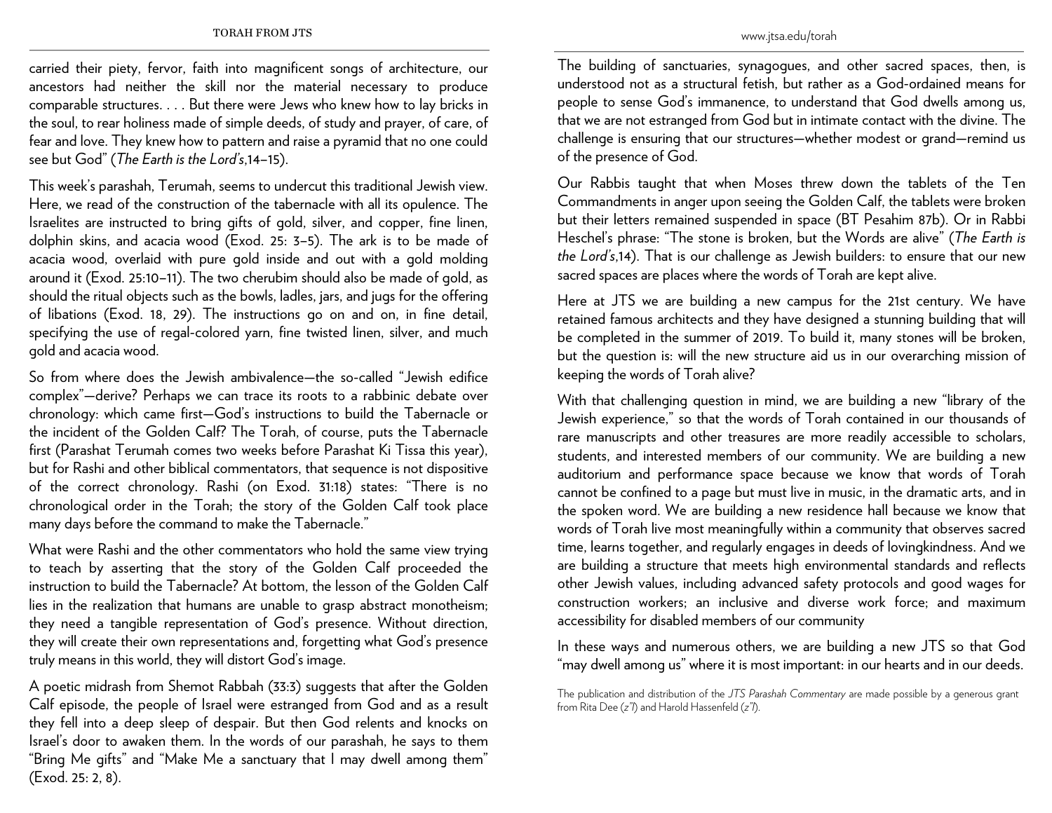carried their piety, fervor, faith into magnificent songs of architecture, our ancestors had neither the skill nor the material necessary to produce comparable structures. . . . But there were Jews who knew how to lay bricks in the soul, to rear holiness made of simple deeds, of study and prayer, of care, of fear and love. They knew how to pattern and raise a pyramid that no one could see but God" (*The Earth is the Lord's*,14–15).

This week's parashah, Terumah, seems to undercut this traditional Jewish view. Here, we read of the construction of the tabernacle with all its opulence. The Israelites are instructed to bring gifts of gold, silver, and copper, fine linen, dolphin skins, and acacia wood (Exod. 25: 3–5). The ark is to be made of acacia wood, overlaid with pure gold inside and out with a gold molding around it (Exod. 25:10–11). The two cherubim should also be made of gold, as should the ritual objects such as the bowls, ladles, jars, and jugs for the offering of libations (Exod. 18, 29). The instructions go on and on, in fine detail, specifying the use of regal-colored yarn, fine twisted linen, silver, and much gold and acacia wood.

So from where does the Jewish ambivalence—the so-called "Jewish edifice complex"—derive? Perhaps we can trace its roots to a rabbinic debate over chronology: which came first—God's instructions to build the Tabernacle or the incident of the Golden Calf? The Torah, of course, puts the Tabernacle first (Parashat Terumah comes two weeks before Parashat Ki Tissa this year), but for Rashi and other biblical commentators, that sequence is not dispositive of the correct chronology. Rashi (on Exod. 31:18) states: "There is no chronological order in the Torah; the story of the Golden Calf took place many days before the command to make the Tabernacle."

What were Rashi and the other commentators who hold the same view trying to teach by asserting that the story of the Golden Calf proceeded the instruction to build the Tabernacle? At bottom, the lesson of the Golden Calf lies in the realization that humans are unable to grasp abstract monotheism; they need a tangible representation of God's presence. Without direction, they will create their own representations and, forgetting what God's presence truly means in this world, they will distort God's image.

A poetic midrash from Shemot Rabbah (33:3) suggests that after the Golden Calf episode, the people of Israel were estranged from God and as a result they fell into a deep sleep of despair. But then God relents and knocks on Israel's door to awaken them. In the words of our parashah, he says to them "Bring Me gifts" and "Make Me a sanctuary that I may dwell among them" (Exod. 25: 2, 8).

The building of sanctuaries, synagogues, and other sacred spaces, then, is understood not as a structural fetish, but rather as a God-ordained means for people to sense God's immanence, to understand that God dwells among us, that we are not estranged from God but in intimate contact with the divine. The challenge is ensuring that our structures—whether modest or grand—remind us of the presence of God.

Our Rabbis taught that when Moses threw down the tablets of the Ten Commandments in anger upon seeing the Golden Calf, the tablets were broken but their letters remained suspended in space (BT Pesahim 87b). Or in Rabbi Heschel's phrase: "The stone is broken, but the Words are alive" (*The Earth is the Lord's*,14). That is our challenge as Jewish builders: to ensure that our new sacred spaces are places where the words of Torah are kept alive.

Here at JTS we are building a new campus for the 21st century. We have retained famous architects and they have designed a stunning building that will be completed in the summer of 2019. To build it, many stones will be broken, but the question is: will the new structure aid us in our overarching mission of keeping the words of Torah alive?

With that challenging question in mind, we are building a new "library of the Jewish experience," so that the words of Torah contained in our thousands of rare manuscripts and other treasures are more readily accessible to scholars, students, and interested members of our community. We are building a new auditorium and performance space because we know that words of Torah cannot be confined to a page but must live in music, in the dramatic arts, and in the spoken word. We are building a new residence hall because we know that words of Torah live most meaningfully within a community that observes sacred time, learns together, and regularly engages in deeds of lovingkindness. And we are building a structure that meets high environmental standards and reflects other Jewish values, including advanced safety protocols and good wages for construction workers; an inclusive and diverse work force; and maximum accessibility for disabled members of our community

In these ways and numerous others, we are building a new JTS so that God "may dwell among us" where it is most important: in our hearts and in our deeds.

The publication and distribution of the *JTS Parashah Commentary* are made possible by a generous grant from Rita Dee (*z"l*) and Harold Hassenfeld (*z"l*).